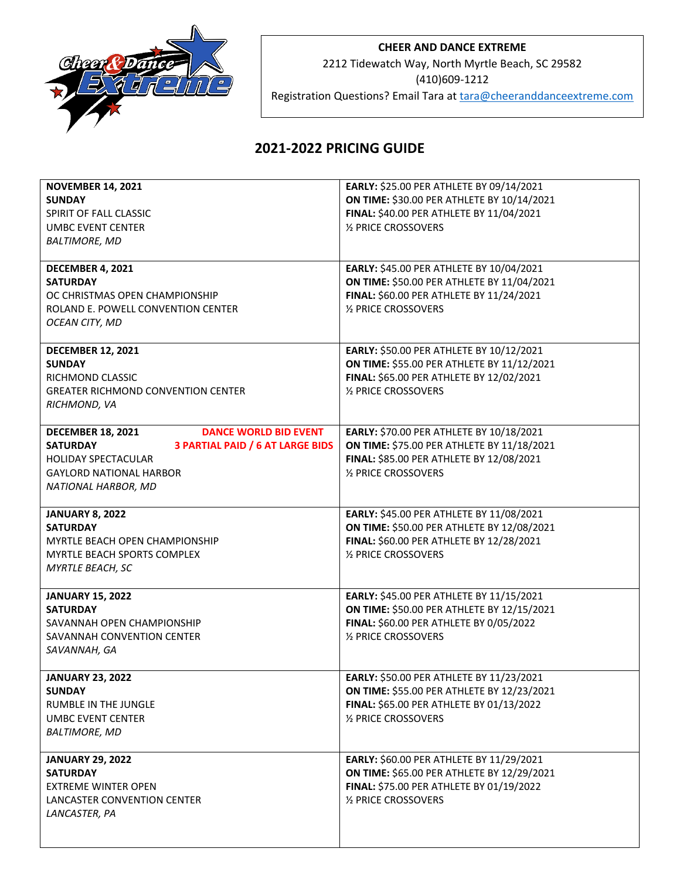**CHEER AND DANCE EXTREME**
2212 Tidewatch Way, North Myrtle Beach, SC 29582
(410)609-1212
Registration Questions? Email Tara at tara@cheeranddanceextreme.com

## 2021-2022 PRICING GUIDE

| Event | Pricing |
|---|---|
| **NOVEMBER 14, 2021**<br>**SUNDAY**<br>SPIRIT OF FALL CLASSIC<br>UMBC EVENT CENTER<br>*BALTIMORE, MD* | **EARLY:** \$25.00 PER ATHLETE BY 09/14/2021<br>**ON TIME:** \$30.00 PER ATHLETE BY 10/14/2021<br>**FINAL:** \$40.00 PER ATHLETE BY 11/04/2021<br>½ PRICE CROSSOVERS |
| **DECEMBER 4, 2021**<br>**SATURDAY**<br>OC CHRISTMAS OPEN CHAMPIONSHIP<br>ROLAND E. POWELL CONVENTION CENTER<br>*OCEAN CITY, MD* | **EARLY:** \$45.00 PER ATHLETE BY 10/04/2021<br>**ON TIME:** \$50.00 PER ATHLETE BY 11/04/2021<br>**FINAL:** \$60.00 PER ATHLETE BY 11/24/2021<br>½ PRICE CROSSOVERS |
| **DECEMBER 12, 2021**<br>**SUNDAY**<br>RICHMOND CLASSIC<br>GREATER RICHMOND CONVENTION CENTER<br>*RICHMOND, VA* | **EARLY:** \$50.00 PER ATHLETE BY 10/12/2021<br>**ON TIME:** \$55.00 PER ATHLETE BY 11/12/2021<br>**FINAL:** \$65.00 PER ATHLETE BY 12/02/2021<br>½ PRICE CROSSOVERS |
| **DECEMBER 18, 2021** **DANCE WORLD BID EVENT**<br>**SATURDAY** **3 PARTIAL PAID / 6 AT LARGE BIDS**<br>HOLIDAY SPECTACULAR<br>GAYLORD NATIONAL HARBOR<br>*NATIONAL HARBOR, MD* | **EARLY:** \$70.00 PER ATHLETE BY 10/18/2021<br>**ON TIME:** \$75.00 PER ATHLETE BY 11/18/2021<br>**FINAL:** \$85.00 PER ATHLETE BY 12/08/2021<br>½ PRICE CROSSOVERS |
| **JANUARY 8, 2022**<br>**SATURDAY**<br>MYRTLE BEACH OPEN CHAMPIONSHIP<br>MYRTLE BEACH SPORTS COMPLEX<br>*MYRTLE BEACH, SC* | **EARLY:** \$45.00 PER ATHLETE BY 11/08/2021<br>**ON TIME:** \$50.00 PER ATHLETE BY 12/08/2021<br>**FINAL:** \$60.00 PER ATHLETE BY 12/28/2021<br>½ PRICE CROSSOVERS |
| **JANUARY 15, 2022**<br>**SATURDAY**<br>SAVANNAH OPEN CHAMPIONSHIP<br>SAVANNAH CONVENTION CENTER<br>*SAVANNAH, GA* | **EARLY:** \$45.00 PER ATHLETE BY 11/15/2021<br>**ON TIME:** \$50.00 PER ATHLETE BY 12/15/2021<br>**FINAL:** \$60.00 PER ATHLETE BY 0/05/2022<br>½ PRICE CROSSOVERS |
| **JANUARY 23, 2022**<br>**SUNDAY**<br>RUMBLE IN THE JUNGLE<br>UMBC EVENT CENTER<br>*BALTIMORE, MD* | **EARLY:** \$50.00 PER ATHLETE BY 11/23/2021<br>**ON TIME:** \$55.00 PER ATHLETE BY 12/23/2021<br>**FINAL:** \$65.00 PER ATHLETE BY 01/13/2022<br>½ PRICE CROSSOVERS |
| **JANUARY 29, 2022**<br>**SATURDAY**<br>EXTREME WINTER OPEN<br>LANCASTER CONVENTION CENTER<br>*LANCASTER, PA* | **EARLY:** \$60.00 PER ATHLETE BY 11/29/2021<br>**ON TIME:** \$65.00 PER ATHLETE BY 12/29/2021<br>**FINAL:** \$75.00 PER ATHLETE BY 01/19/2022<br>½ PRICE CROSSOVERS |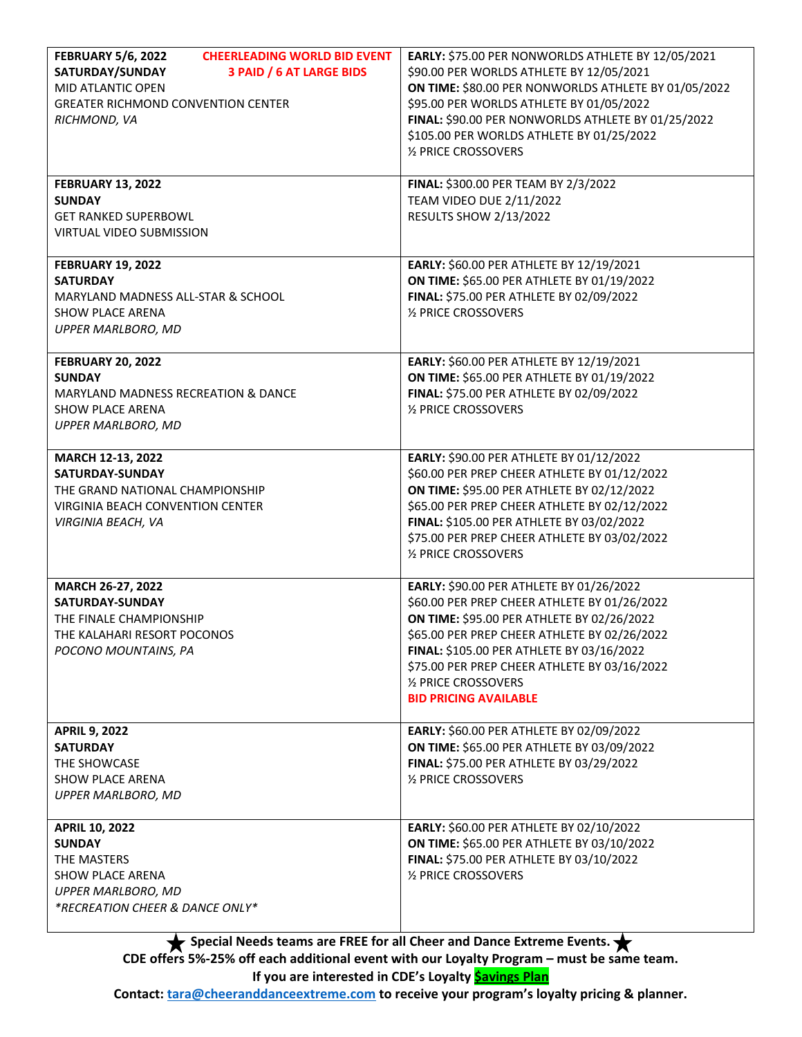| | |
|---|---|
| **FEBRUARY 5/6, 2022** **CHEERLEADING WORLD BID EVENT**<br>**SATURDAY/SUNDAY** **3 PAID / 6 AT LARGE BIDS**<br>MID ATLANTIC OPEN<br>GREATER RICHMOND CONVENTION CENTER<br>*RICHMOND, VA* | **EARLY:** $75.00 PER NONWORLDS ATHLETE BY 12/05/2021<br>$90.00 PER WORLDS ATHLETE BY 12/05/2021<br>**ON TIME:** $80.00 PER NONWORLDS ATHLETE BY 01/05/2022<br>$95.00 PER WORLDS ATHLETE BY 01/05/2022<br>**FINAL:** $90.00 PER NONWORLDS ATHLETE BY 01/25/2022<br>$105.00 PER WORLDS ATHLETE BY 01/25/2022<br>½ PRICE CROSSOVERS |
| **FEBRUARY 13, 2022**<br>**SUNDAY**<br>GET RANKED SUPERBOWL<br>VIRTUAL VIDEO SUBMISSION | **FINAL:** $300.00 PER TEAM BY 2/3/2022<br>TEAM VIDEO DUE 2/11/2022<br>RESULTS SHOW 2/13/2022 |
| **FEBRUARY 19, 2022**<br>**SATURDAY**<br>MARYLAND MADNESS ALL-STAR & SCHOOL<br>SHOW PLACE ARENA<br>*UPPER MARLBORO, MD* | **EARLY:** $60.00 PER ATHLETE BY 12/19/2021<br>**ON TIME:** $65.00 PER ATHLETE BY 01/19/2022<br>**FINAL:** $75.00 PER ATHLETE BY 02/09/2022<br>½ PRICE CROSSOVERS |
| **FEBRUARY 20, 2022**<br>**SUNDAY**<br>MARYLAND MADNESS RECREATION & DANCE<br>SHOW PLACE ARENA<br>*UPPER MARLBORO, MD* | **EARLY:** $60.00 PER ATHLETE BY 12/19/2021<br>**ON TIME:** $65.00 PER ATHLETE BY 01/19/2022<br>**FINAL:** $75.00 PER ATHLETE BY 02/09/2022<br>½ PRICE CROSSOVERS |
| **MARCH 12-13, 2022**<br>**SATURDAY-SUNDAY**<br>THE GRAND NATIONAL CHAMPIONSHIP<br>VIRGINIA BEACH CONVENTION CENTER<br>*VIRGINIA BEACH, VA* | **EARLY:** $90.00 PER ATHLETE BY 01/12/2022<br>$60.00 PER PREP CHEER ATHLETE BY 01/12/2022<br>**ON TIME:** $95.00 PER ATHLETE BY 02/12/2022<br>$65.00 PER PREP CHEER ATHLETE BY 02/12/2022<br>**FINAL:** $105.00 PER ATHLETE BY 03/02/2022<br>$75.00 PER PREP CHEER ATHLETE BY 03/02/2022<br>½ PRICE CROSSOVERS |
| **MARCH 26-27, 2022**<br>**SATURDAY-SUNDAY**<br>THE FINALE CHAMPIONSHIP<br>THE KALAHARI RESORT POCONOS<br>*POCONO MOUNTAINS, PA* | **EARLY:** $90.00 PER ATHLETE BY 01/26/2022<br>$60.00 PER PREP CHEER ATHLETE BY 01/26/2022<br>**ON TIME:** $95.00 PER ATHLETE BY 02/26/2022<br>$65.00 PER PREP CHEER ATHLETE BY 02/26/2022<br>**FINAL:** $105.00 PER ATHLETE BY 03/16/2022<br>$75.00 PER PREP CHEER ATHLETE BY 03/16/2022<br>½ PRICE CROSSOVERS<br>**BID PRICING AVAILABLE** |
| **APRIL 9, 2022**<br>**SATURDAY**<br>THE SHOWCASE<br>SHOW PLACE ARENA<br>*UPPER MARLBORO, MD* | **EARLY:** $60.00 PER ATHLETE BY 02/09/2022<br>**ON TIME:** $65.00 PER ATHLETE BY 03/09/2022<br>**FINAL:** $75.00 PER ATHLETE BY 03/29/2022<br>½ PRICE CROSSOVERS |
| **APRIL 10, 2022**<br>**SUNDAY**<br>THE MASTERS<br>SHOW PLACE ARENA<br>*UPPER MARLBORO, MD*<br>*\*RECREATION CHEER & DANCE ONLY\** | **EARLY:** $60.00 PER ATHLETE BY 02/10/2022<br>**ON TIME:** $65.00 PER ATHLETE BY 03/10/2022<br>**FINAL:** $75.00 PER ATHLETE BY 03/10/2022<br>½ PRICE CROSSOVERS |

**★ Special Needs teams are FREE for all Cheer and Dance Extreme Events. ★**

**CDE offers 5%-25% off each additional event with our Loyalty Program – must be same team.**

**If you are interested in CDE's Loyalty $avings Plan**

**Contact: tara@cheeranddanceextreme.com to receive your program's loyalty pricing & planner.**